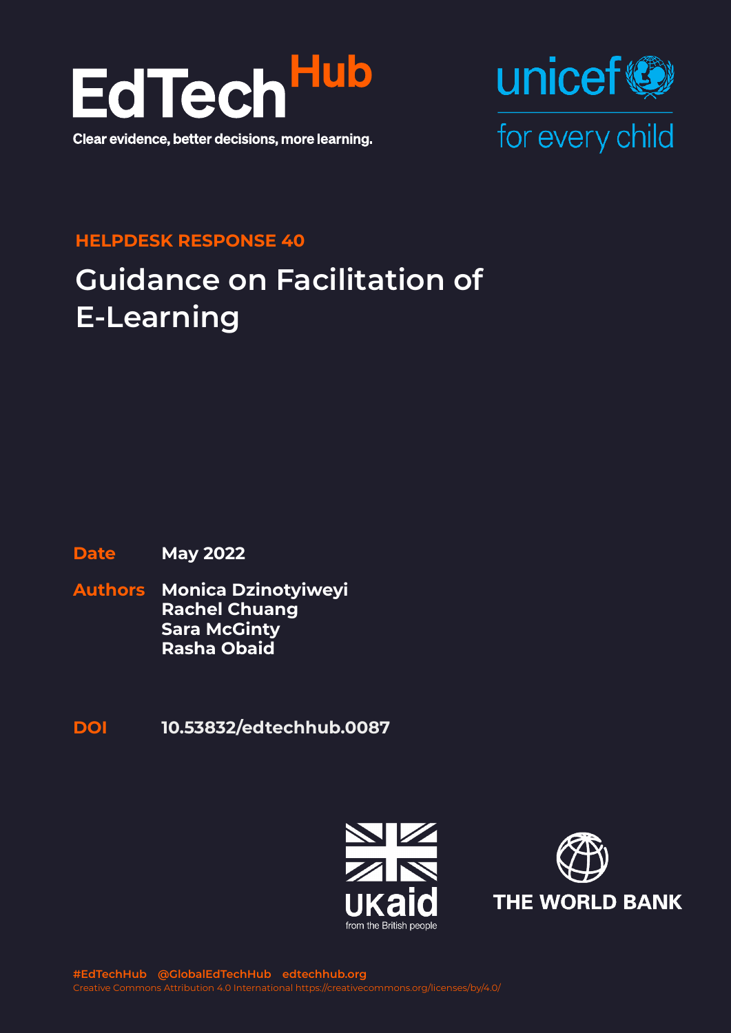EdTech Hub

Clear evidence, better decisions, more learning.

unicef for every child

HELPDESK RESPONSE 40

# Guidance on Facilitation of E-Learning

**Date** May 2022

**Authors** Monica Dzinotyiweyi
Rachel Chuang
Sara McGinty
Rasha Obaid

**DOI** 10.53832/edtechhub.0087

UKaid from the British people

THE WORLD BANK

#EdTechHub @GlobalEdTechHub edtechhub.org
Creative Commons Attribution 4.0 International https://creativecommons.org/licenses/by/4.0/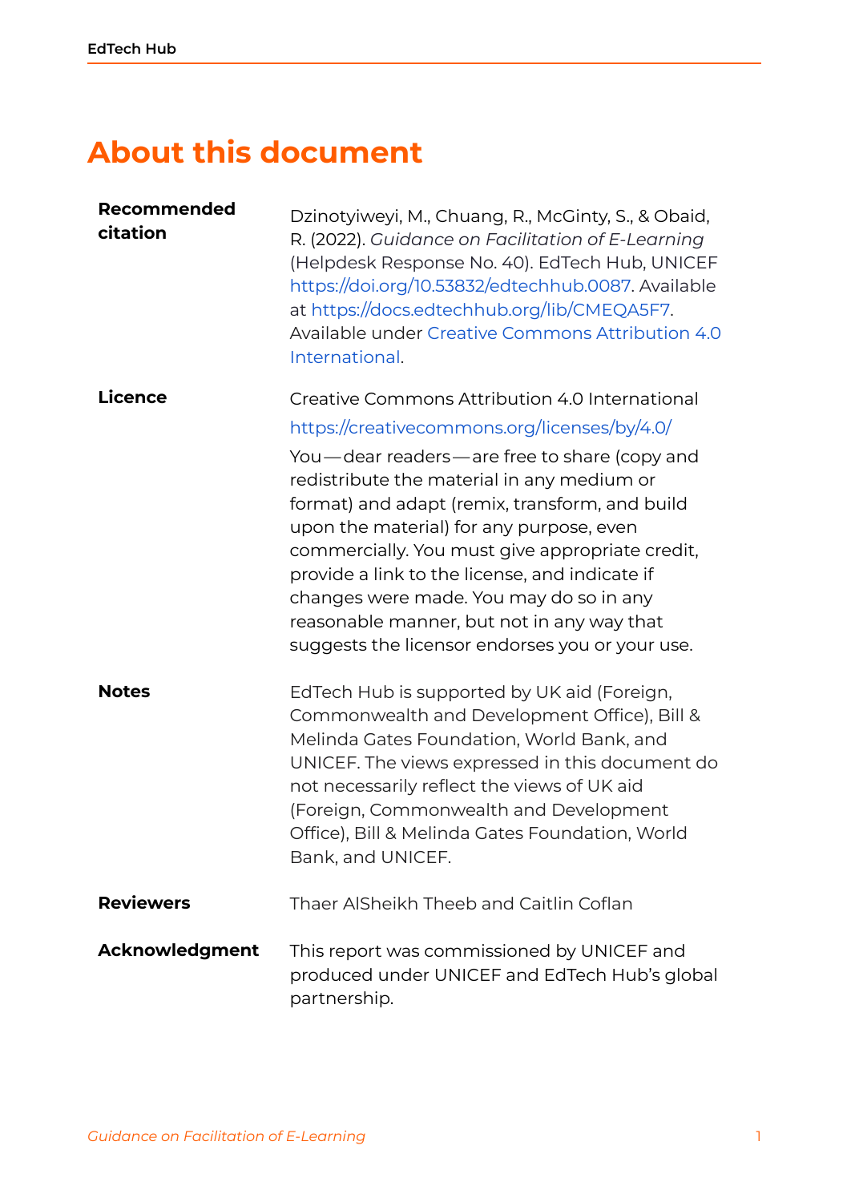# About this document

| | |
|---|---|
| **Recommended citation** | Dzinotyiweyi, M., Chuang, R., McGinty, S., & Obaid, R. (2022). *Guidance on Facilitation of E-Learning* (Helpdesk Response No. 40). EdTech Hub, UNICEF https://doi.org/10.53832/edtechhub.0087. Available at https://docs.edtechhub.org/lib/CMEQA5F7. Available under Creative Commons Attribution 4.0 International. |
| **Licence** | Creative Commons Attribution 4.0 International<br>https://creativecommons.org/licenses/by/4.0/<br>You — dear readers — are free to share (copy and redistribute the material in any medium or format) and adapt (remix, transform, and build upon the material) for any purpose, even commercially. You must give appropriate credit, provide a link to the license, and indicate if changes were made. You may do so in any reasonable manner, but not in any way that suggests the licensor endorses you or your use. |
| **Notes** | EdTech Hub is supported by UK aid (Foreign, Commonwealth and Development Office), Bill & Melinda Gates Foundation, World Bank, and UNICEF. The views expressed in this document do not necessarily reflect the views of UK aid (Foreign, Commonwealth and Development Office), Bill & Melinda Gates Foundation, World Bank, and UNICEF. |
| **Reviewers** | Thaer AlSheikh Theeb and Caitlin Coflan |
| **Acknowledgment** | This report was commissioned by UNICEF and produced under UNICEF and EdTech Hub's global partnership. |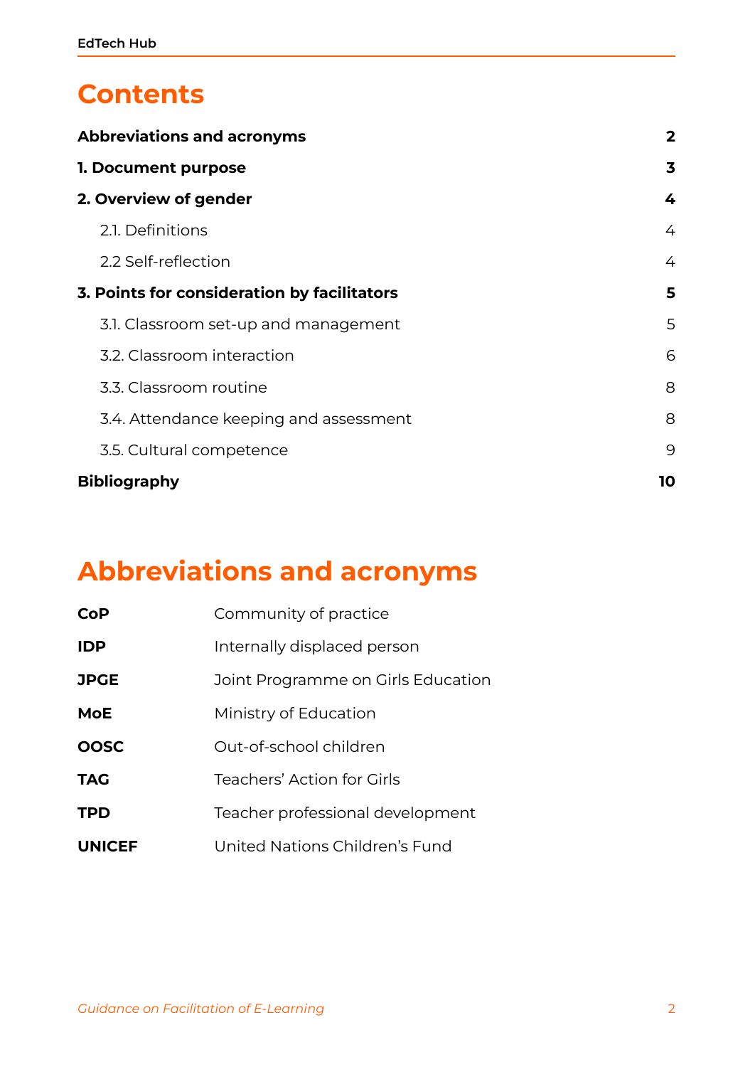# Contents

| | |
|---|---|
| **Abbreviations and acronyms** | **2** |
| **1. Document purpose** | **3** |
| **2. Overview of gender** | **4** |
| 2.1. Definitions | 4 |
| 2.2 Self-reflection | 4 |
| **3. Points for consideration by facilitators** | **5** |
| 3.1. Classroom set-up and management | 5 |
| 3.2. Classroom interaction | 6 |
| 3.3. Classroom routine | 8 |
| 3.4. Attendance keeping and assessment | 8 |
| 3.5. Cultural competence | 9 |
| **Bibliography** | **10** |

# Abbreviations and acronyms

| | |
|---|---|
| **CoP** | Community of practice |
| **IDP** | Internally displaced person |
| **JPGE** | Joint Programme on Girls Education |
| **MoE** | Ministry of Education |
| **OOSC** | Out-of-school children |
| **TAG** | Teachers' Action for Girls |
| **TPD** | Teacher professional development |
| **UNICEF** | United Nations Children's Fund |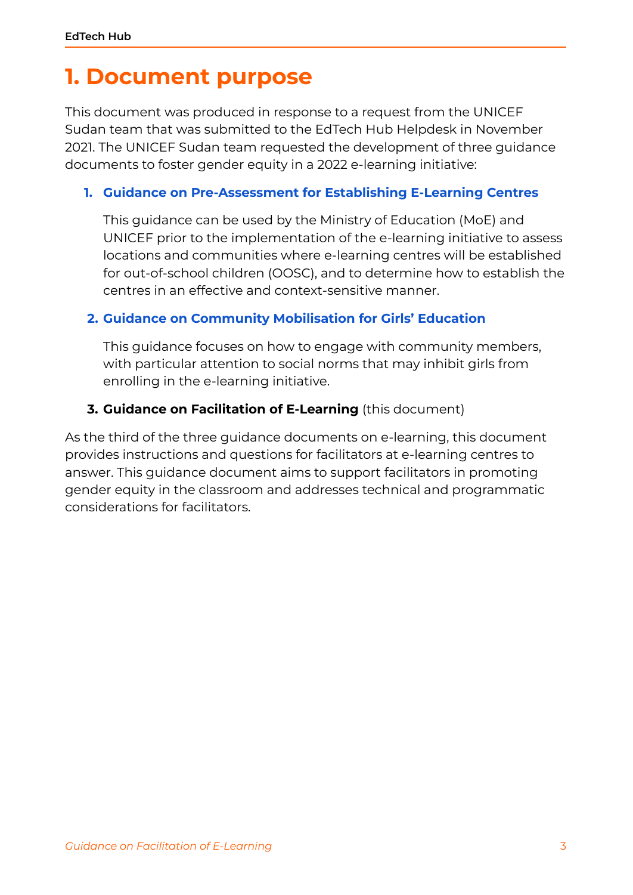# 1. Document purpose

This document was produced in response to a request from the UNICEF Sudan team that was submitted to the EdTech Hub Helpdesk in November 2021. The UNICEF Sudan team requested the development of three guidance documents to foster gender equity in a 2022 e-learning initiative:

1. **Guidance on Pre-Assessment for Establishing E-Learning Centres**

   This guidance can be used by the Ministry of Education (MoE) and UNICEF prior to the implementation of the e-learning initiative to assess locations and communities where e-learning centres will be established for out-of-school children (OOSC), and to determine how to establish the centres in an effective and context-sensitive manner.

2. **Guidance on Community Mobilisation for Girls' Education**

   This guidance focuses on how to engage with community members, with particular attention to social norms that may inhibit girls from enrolling in the e-learning initiative.

3. **Guidance on Facilitation of E-Learning** (this document)

As the third of the three guidance documents on e-learning, this document provides instructions and questions for facilitators at e-learning centres to answer. This guidance document aims to support facilitators in promoting gender equity in the classroom and addresses technical and programmatic considerations for facilitators.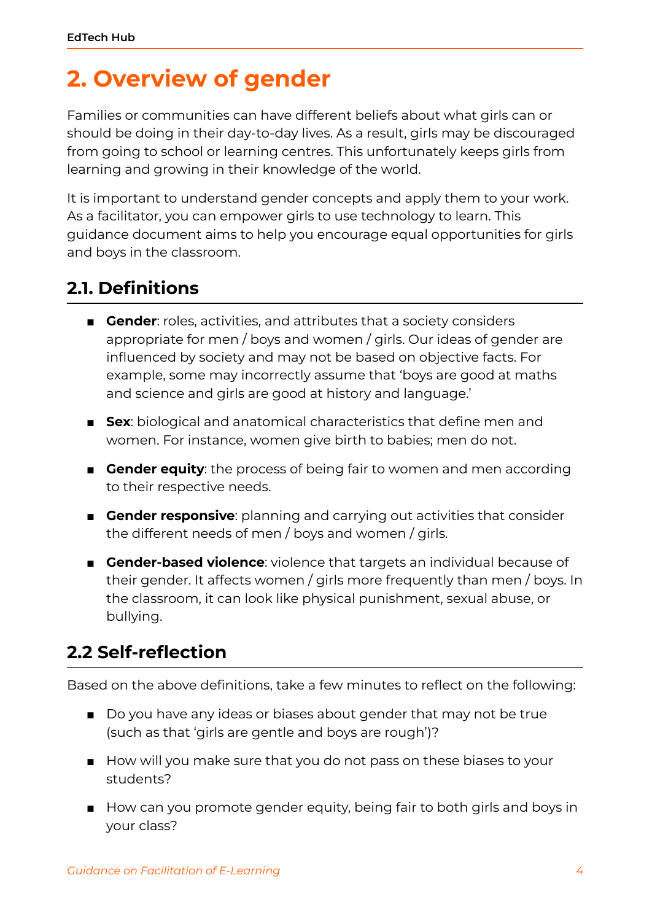# 2. Overview of gender

Families or communities can have different beliefs about what girls can or should be doing in their day-to-day lives. As a result, girls may be discouraged from going to school or learning centres. This unfortunately keeps girls from learning and growing in their knowledge of the world.

It is important to understand gender concepts and apply them to your work. As a facilitator, you can empower girls to use technology to learn. This guidance document aims to help you encourage equal opportunities for girls and boys in the classroom.

## 2.1. Definitions

- **Gender**: roles, activities, and attributes that a society considers appropriate for men / boys and women / girls. Our ideas of gender are influenced by society and may not be based on objective facts. For example, some may incorrectly assume that 'boys are good at maths and science and girls are good at history and language.'
- **Sex**: biological and anatomical characteristics that define men and women. For instance, women give birth to babies; men do not.
- **Gender equity**: the process of being fair to women and men according to their respective needs.
- **Gender responsive**: planning and carrying out activities that consider the different needs of men / boys and women / girls.
- **Gender-based violence**: violence that targets an individual because of their gender. It affects women / girls more frequently than men / boys. In the classroom, it can look like physical punishment, sexual abuse, or bullying.

## 2.2 Self-reflection

Based on the above definitions, take a few minutes to reflect on the following:

- Do you have any ideas or biases about gender that may not be true (such as that 'girls are gentle and boys are rough')?
- How will you make sure that you do not pass on these biases to your students?
- How can you promote gender equity, being fair to both girls and boys in your class?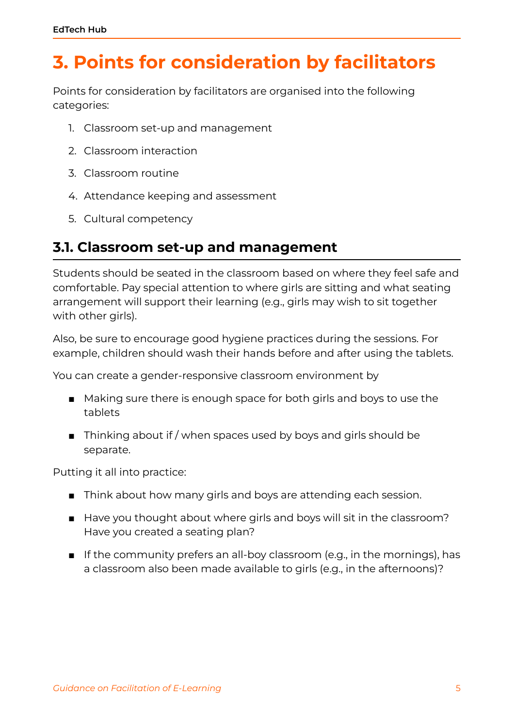# 3. Points for consideration by facilitators

Points for consideration by facilitators are organised into the following categories:

1. Classroom set-up and management
2. Classroom interaction
3. Classroom routine
4. Attendance keeping and assessment
5. Cultural competency

## 3.1. Classroom set-up and management

Students should be seated in the classroom based on where they feel safe and comfortable. Pay special attention to where girls are sitting and what seating arrangement will support their learning (e.g., girls may wish to sit together with other girls).

Also, be sure to encourage good hygiene practices during the sessions. For example, children should wash their hands before and after using the tablets.

You can create a gender-responsive classroom environment by

- Making sure there is enough space for both girls and boys to use the tablets
- Thinking about if / when spaces used by boys and girls should be separate.

Putting it all into practice:

- Think about how many girls and boys are attending each session.
- Have you thought about where girls and boys will sit in the classroom? Have you created a seating plan?
- If the community prefers an all-boy classroom (e.g., in the mornings), has a classroom also been made available to girls (e.g., in the afternoons)?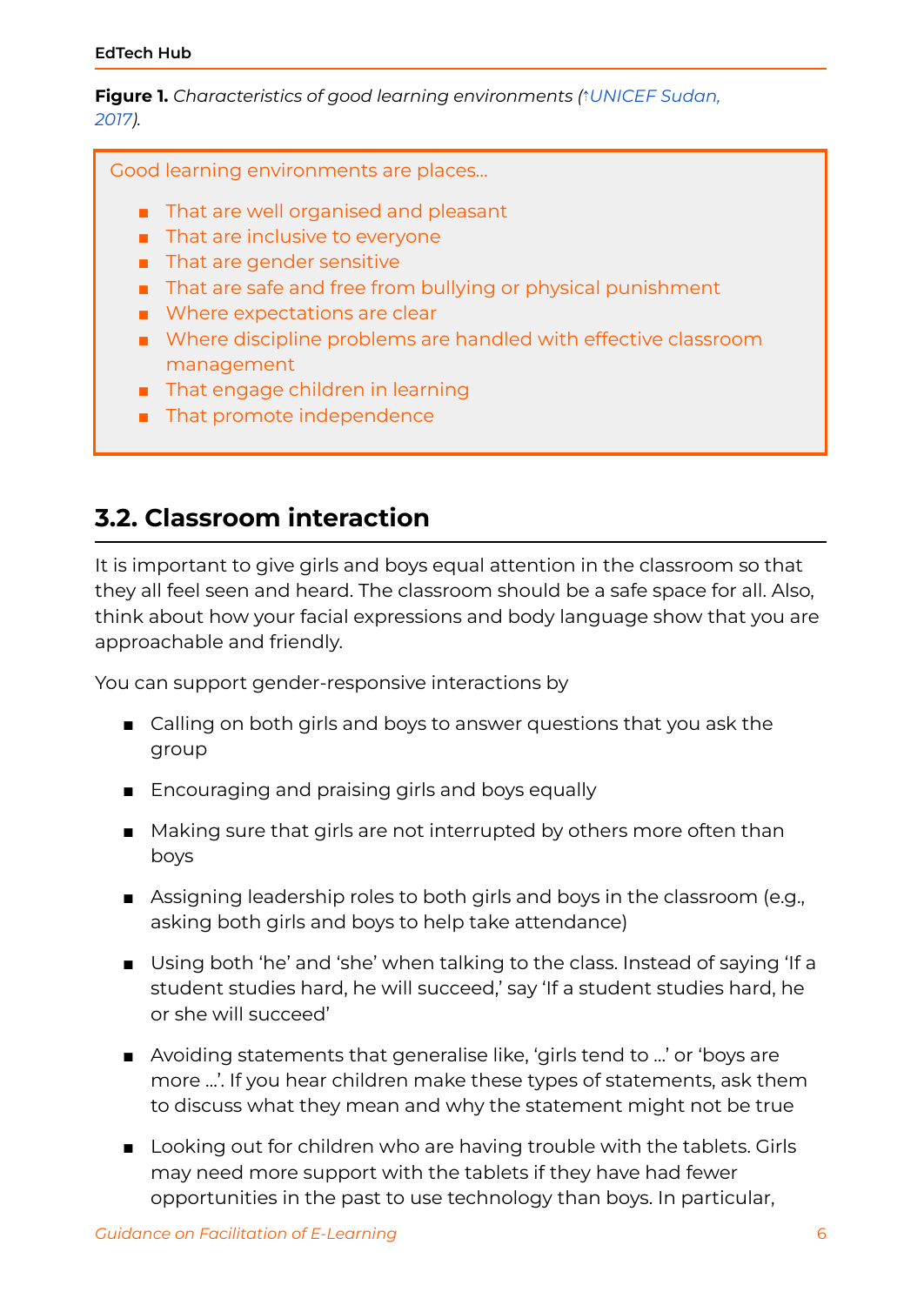**Figure 1.** *Characteristics of good learning environments (↑UNICEF Sudan, 2017).*

> Good learning environments are places...
>
> - That are well organised and pleasant
> - That are inclusive to everyone
> - That are gender sensitive
> - That are safe and free from bullying or physical punishment
> - Where expectations are clear
> - Where discipline problems are handled with effective classroom management
> - That engage children in learning
> - That promote independence

## 3.2. Classroom interaction

It is important to give girls and boys equal attention in the classroom so that they all feel seen and heard. The classroom should be a safe space for all. Also, think about how your facial expressions and body language show that you are approachable and friendly.

You can support gender-responsive interactions by

- Calling on both girls and boys to answer questions that you ask the group
- Encouraging and praising girls and boys equally
- Making sure that girls are not interrupted by others more often than boys
- Assigning leadership roles to both girls and boys in the classroom (e.g., asking both girls and boys to help take attendance)
- Using both 'he' and 'she' when talking to the class. Instead of saying 'If a student studies hard, he will succeed,' say 'If a student studies hard, he or she will succeed'
- Avoiding statements that generalise like, 'girls tend to ...' or 'boys are more ...'. If you hear children make these types of statements, ask them to discuss what they mean and why the statement might not be true
- Looking out for children who are having trouble with the tablets. Girls may need more support with the tablets if they have had fewer opportunities in the past to use technology than boys. In particular,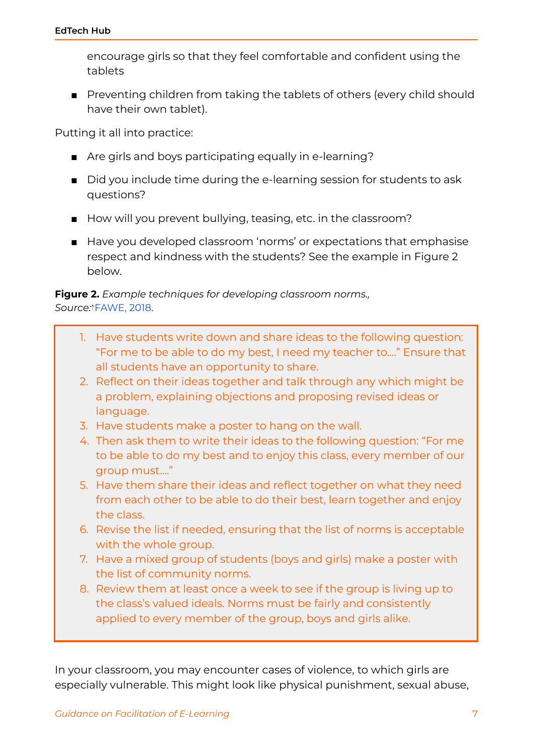encourage girls so that they feel comfortable and confident using the tablets

- Preventing children from taking the tablets of others (every child should have their own tablet).

Putting it all into practice:

- Are girls and boys participating equally in e-learning?
- Did you include time during the e-learning session for students to ask questions?
- How will you prevent bullying, teasing, etc. in the classroom?
- Have you developed classroom 'norms' or expectations that emphasise respect and kindness with the students? See the example in Figure 2 below.

**Figure 2.** *Example techniques for developing classroom norms.,*
*Source:*↑FAWE, 2018.

1. Have students write down and share ideas to the following question: "For me to be able to do my best, I need my teacher to…." Ensure that all students have an opportunity to share.
2. Reflect on their ideas together and talk through any which might be a problem, explaining objections and proposing revised ideas or language.
3. Have students make a poster to hang on the wall.
4. Then ask them to write their ideas to the following question: "For me to be able to do my best and to enjoy this class, every member of our group must…."
5. Have them share their ideas and reflect together on what they need from each other to be able to do their best, learn together and enjoy the class.
6. Revise the list if needed, ensuring that the list of norms is acceptable with the whole group.
7. Have a mixed group of students (boys and girls) make a poster with the list of community norms.
8. Review them at least once a week to see if the group is living up to the class's valued ideals. Norms must be fairly and consistently applied to every member of the group, boys and girls alike.

In your classroom, you may encounter cases of violence, to which girls are especially vulnerable. This might look like physical punishment, sexual abuse,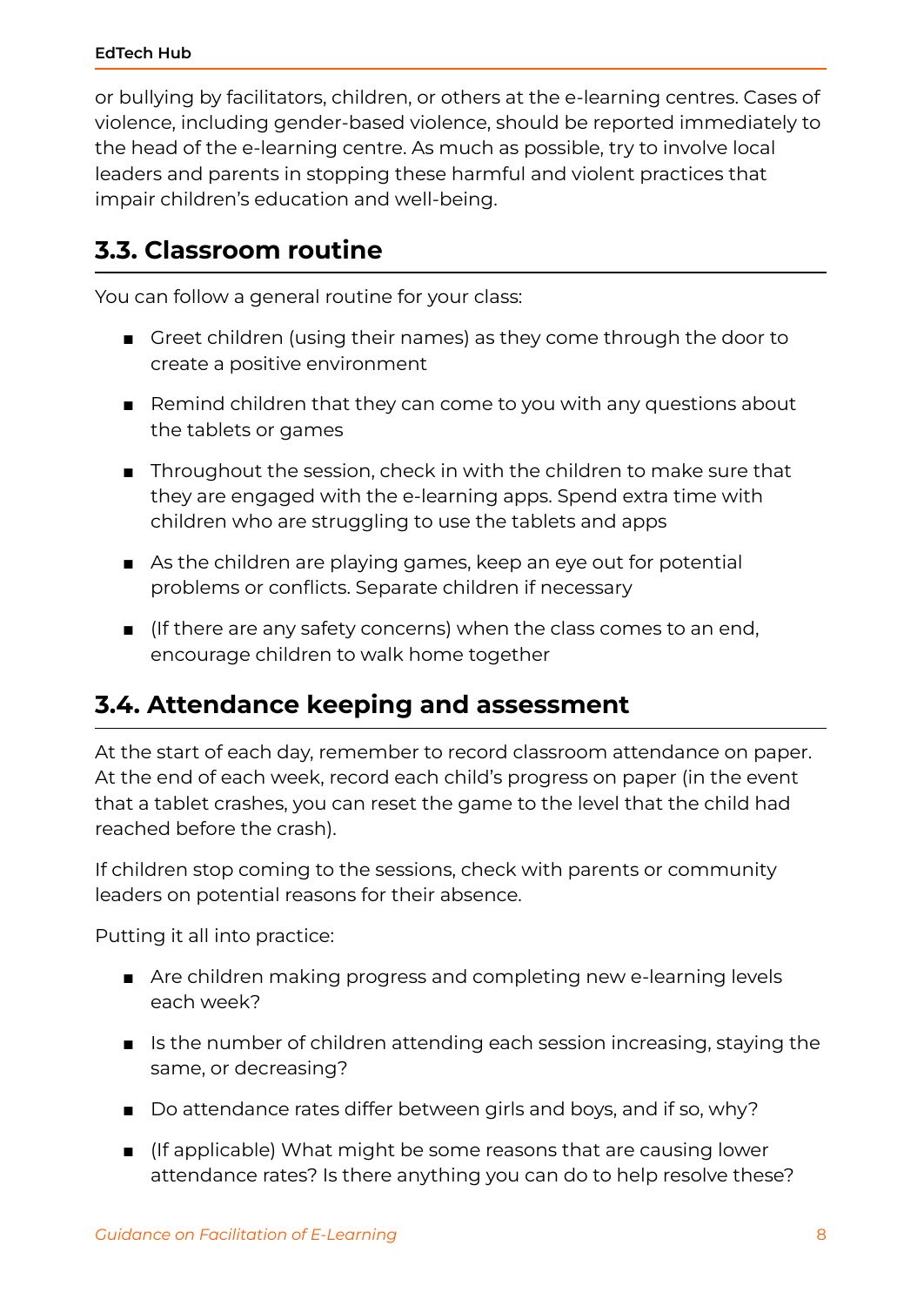or bullying by facilitators, children, or others at the e-learning centres. Cases of violence, including gender-based violence, should be reported immediately to the head of the e-learning centre. As much as possible, try to involve local leaders and parents in stopping these harmful and violent practices that impair children's education and well-being.

## 3.3. Classroom routine

You can follow a general routine for your class:

- Greet children (using their names) as they come through the door to create a positive environment
- Remind children that they can come to you with any questions about the tablets or games
- Throughout the session, check in with the children to make sure that they are engaged with the e-learning apps. Spend extra time with children who are struggling to use the tablets and apps
- As the children are playing games, keep an eye out for potential problems or conflicts. Separate children if necessary
- (If there are any safety concerns) when the class comes to an end, encourage children to walk home together

## 3.4. Attendance keeping and assessment

At the start of each day, remember to record classroom attendance on paper. At the end of each week, record each child's progress on paper (in the event that a tablet crashes, you can reset the game to the level that the child had reached before the crash).

If children stop coming to the sessions, check with parents or community leaders on potential reasons for their absence.

Putting it all into practice:

- Are children making progress and completing new e-learning levels each week?
- Is the number of children attending each session increasing, staying the same, or decreasing?
- Do attendance rates differ between girls and boys, and if so, why?
- (If applicable) What might be some reasons that are causing lower attendance rates? Is there anything you can do to help resolve these?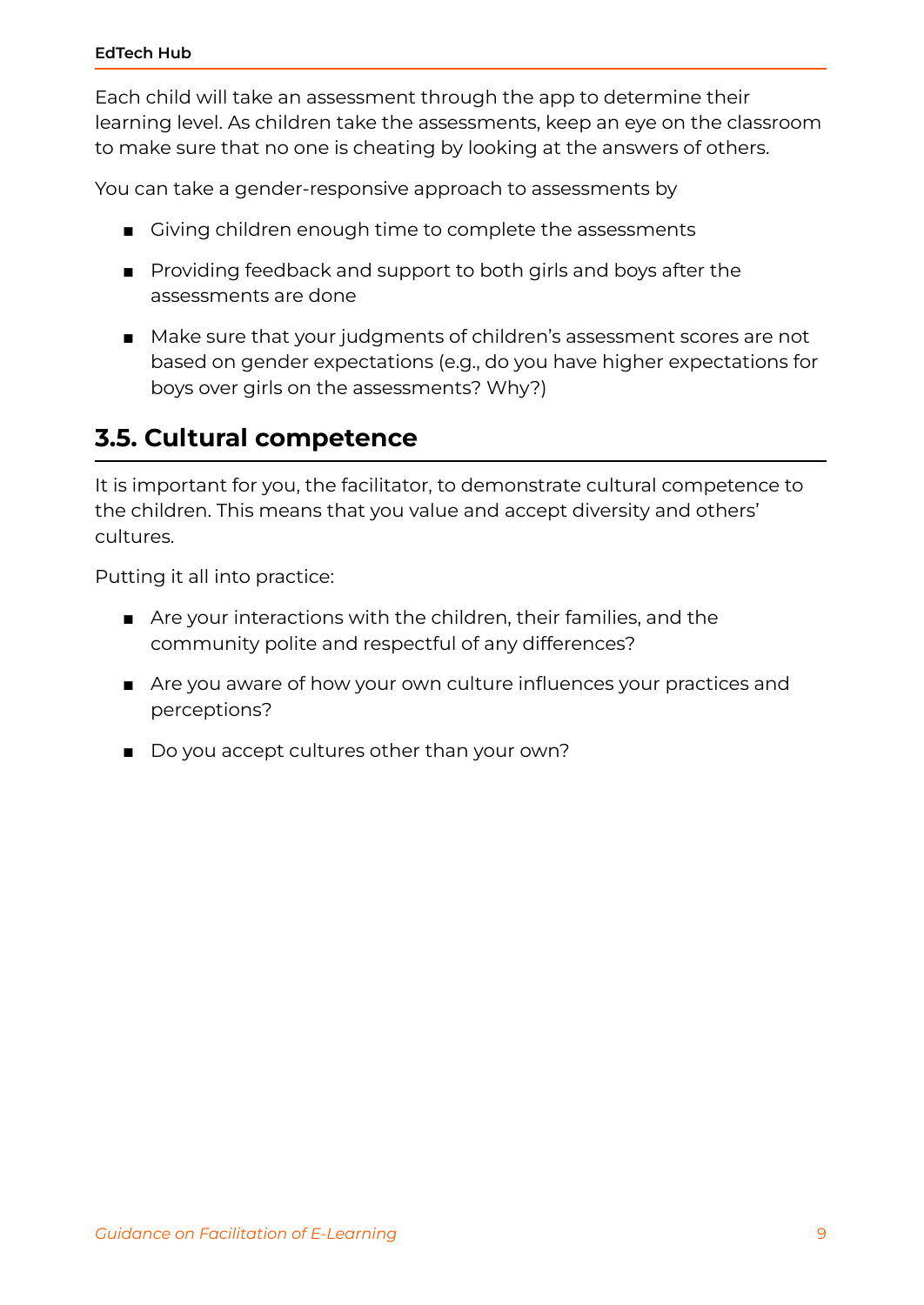Each child will take an assessment through the app to determine their learning level. As children take the assessments, keep an eye on the classroom to make sure that no one is cheating by looking at the answers of others.

You can take a gender-responsive approach to assessments by

- Giving children enough time to complete the assessments
- Providing feedback and support to both girls and boys after the assessments are done
- Make sure that your judgments of children's assessment scores are not based on gender expectations (e.g., do you have higher expectations for boys over girls on the assessments? Why?)

## 3.5. Cultural competence

It is important for you, the facilitator, to demonstrate cultural competence to the children. This means that you value and accept diversity and others' cultures.

Putting it all into practice:

- Are your interactions with the children, their families, and the community polite and respectful of any differences?
- Are you aware of how your own culture influences your practices and perceptions?
- Do you accept cultures other than your own?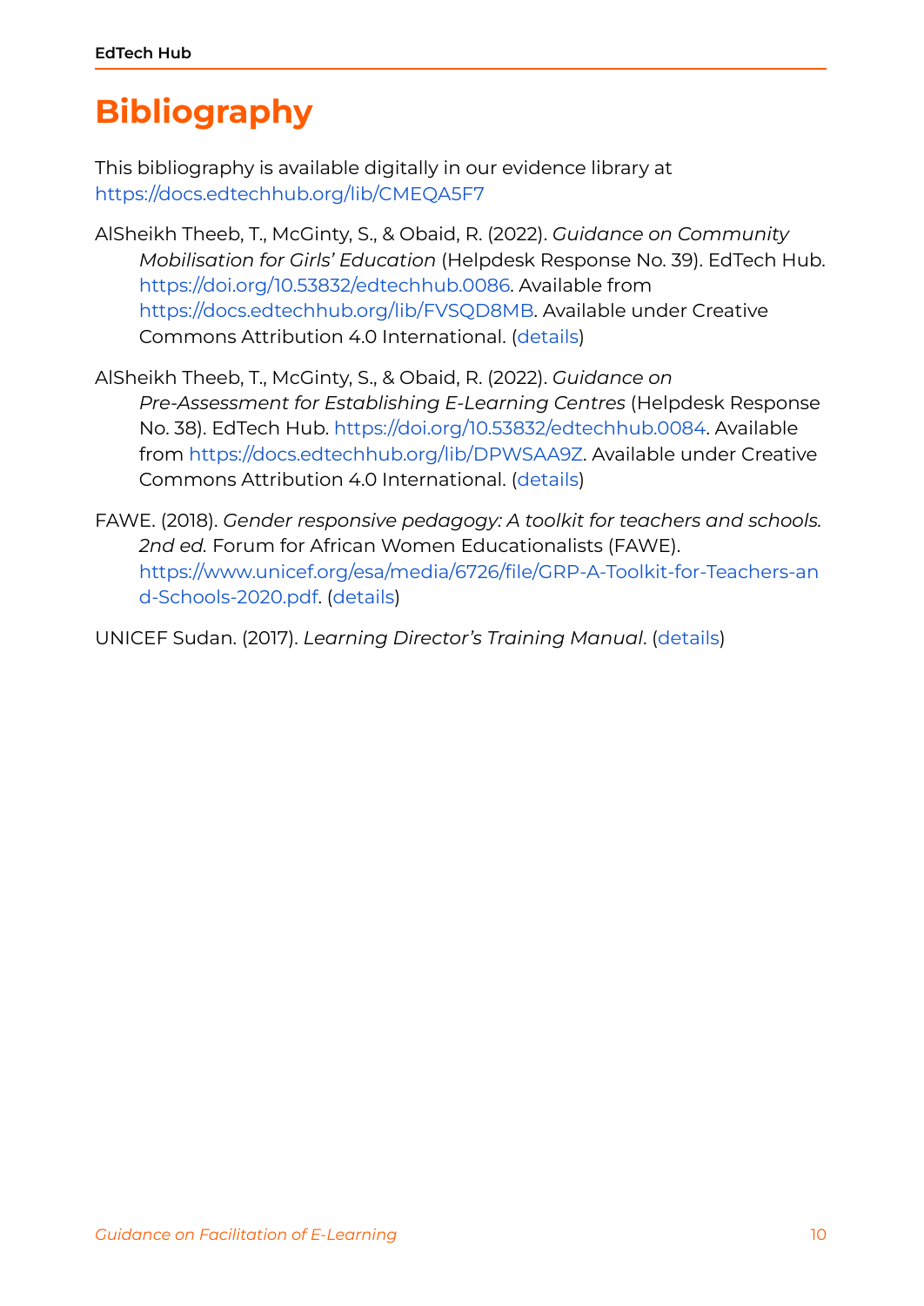# Bibliography

This bibliography is available digitally in our evidence library at https://docs.edtechhub.org/lib/CMEQA5F7

AlSheikh Theeb, T., McGinty, S., & Obaid, R. (2022). *Guidance on Community Mobilisation for Girls' Education* (Helpdesk Response No. 39). EdTech Hub. https://doi.org/10.53832/edtechhub.0086. Available from https://docs.edtechhub.org/lib/FVSQD8MB. Available under Creative Commons Attribution 4.0 International. (details)

AlSheikh Theeb, T., McGinty, S., & Obaid, R. (2022). *Guidance on Pre-Assessment for Establishing E-Learning Centres* (Helpdesk Response No. 38). EdTech Hub. https://doi.org/10.53832/edtechhub.0084. Available from https://docs.edtechhub.org/lib/DPWSAA9Z. Available under Creative Commons Attribution 4.0 International. (details)

FAWE. (2018). *Gender responsive pedagogy: A toolkit for teachers and schools. 2nd ed.* Forum for African Women Educationalists (FAWE). https://www.unicef.org/esa/media/6726/file/GRP-A-Toolkit-for-Teachers-and-Schools-2020.pdf. (details)

UNICEF Sudan. (2017). *Learning Director's Training Manual*. (details)